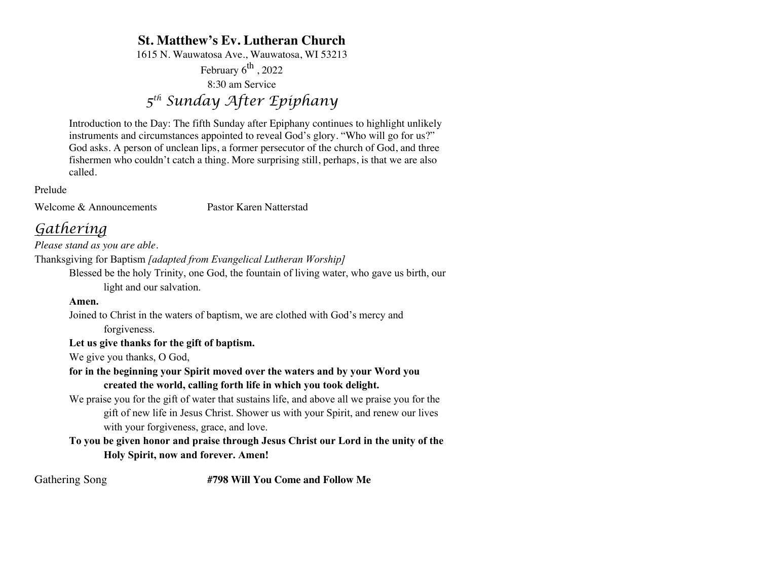# St. Matthew's Ev. Lutheran Church

1615 N. Wauwatosa Ave., Wauwatosa, WI 53213

February 6th, 2022

8:30 am Service

## *5th Sunday After Epiphany*

Introduction to the Day: The fifth Sunday after Epiphany continues to highlight unlikely instruments and circumstances appointed to reveal God's glory. "Who will go for us?" God asks. A person of unclean lips, a former persecutor of the church of God, and three fishermen who couldn't catch a thing. More surprising still, perhaps, is that we are also called.

Prelude

Welcome & Announcements Pastor Karen Natterstad

## *Gathering*

*Please stand as you are able.*

Thanksgiving for Baptism *[adapted from Evangelical Lutheran Worship]*

Blessed be the holy Trinity, one God, the fountain of living water, who gave us birth, our light and our salvation.

**Amen.**

Joined to Christ in the waters of baptism, we are clothed with God's mercy and forgiveness.

**Let us give thanks for the gift of baptism.**

We give you thanks, O God,

**for in the beginning your Spirit moved over the waters and by your Word you created the world, calling forth life in which you took delight.**

We praise you for the gift of water that sustains life, and above all we praise you for the gift of new life in Jesus Christ. Shower us with your Spirit, and renew our lives with your forgiveness, grace, and love.

**To you be given honor and praise through Jesus Christ our Lord in the unity of the Holy Spirit, now and forever. Amen!**

Gathering Song **#798 Will You Come and Follow Me**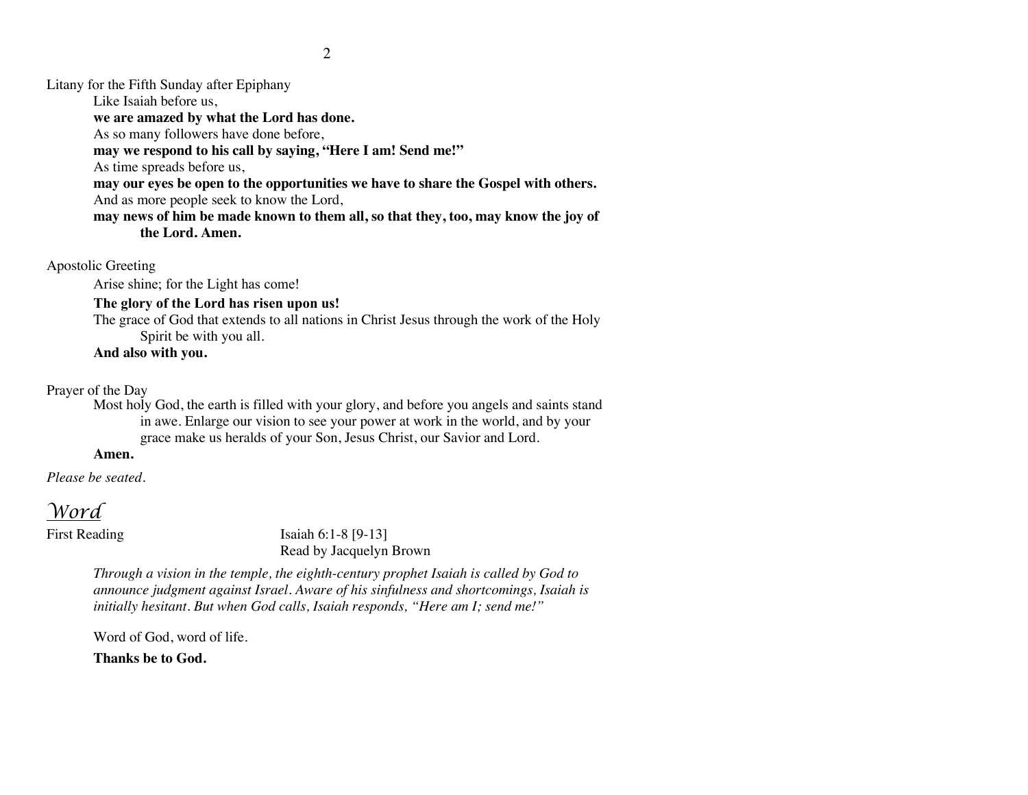Litany for the Fifth Sunday after Epiphany

Like Isaiah before us,

**we are amazed by what the Lord has done.**

As so many followers have done before,

**may we respond to his call by saying, "Here I am! Send me!"**

As time spreads before us,

**may our eyes be open to the opportunities we have to share the Gospel with others.**

And as more people seek to know the Lord,

**may news of him be made known to them all, so that they, too, may know the joy of the Lord. Amen.**

Apostolic Greeting

Arise shine; for the Light has come!

**The glory of the Lord has risen upon us!**

The grace of God that extends to all nations in Christ Jesus through the work of the Holy Spirit be with you all.

**And also with you.**

Prayer of the Day

Most holy God, the earth is filled with your glory, and before you angels and saints stand in awe. Enlarge our vision to see your power at work in the world, and by your grace make us heralds of your Son, Jesus Christ, our Savior and Lord.

**Amen.**

*Please be seated.*

# *Word*

First Reading — Isaiah 6:1-8 [9-13]
Read by Jacquelyn Brown

*Through a vision in the temple, the eighth-century prophet Isaiah is called by God to announce judgment against Israel. Aware of his sinfulness and shortcomings, Isaiah is initially hesitant. But when God calls, Isaiah responds, "Here am I; send me!"*

Word of God, word of life.

**Thanks be to God.**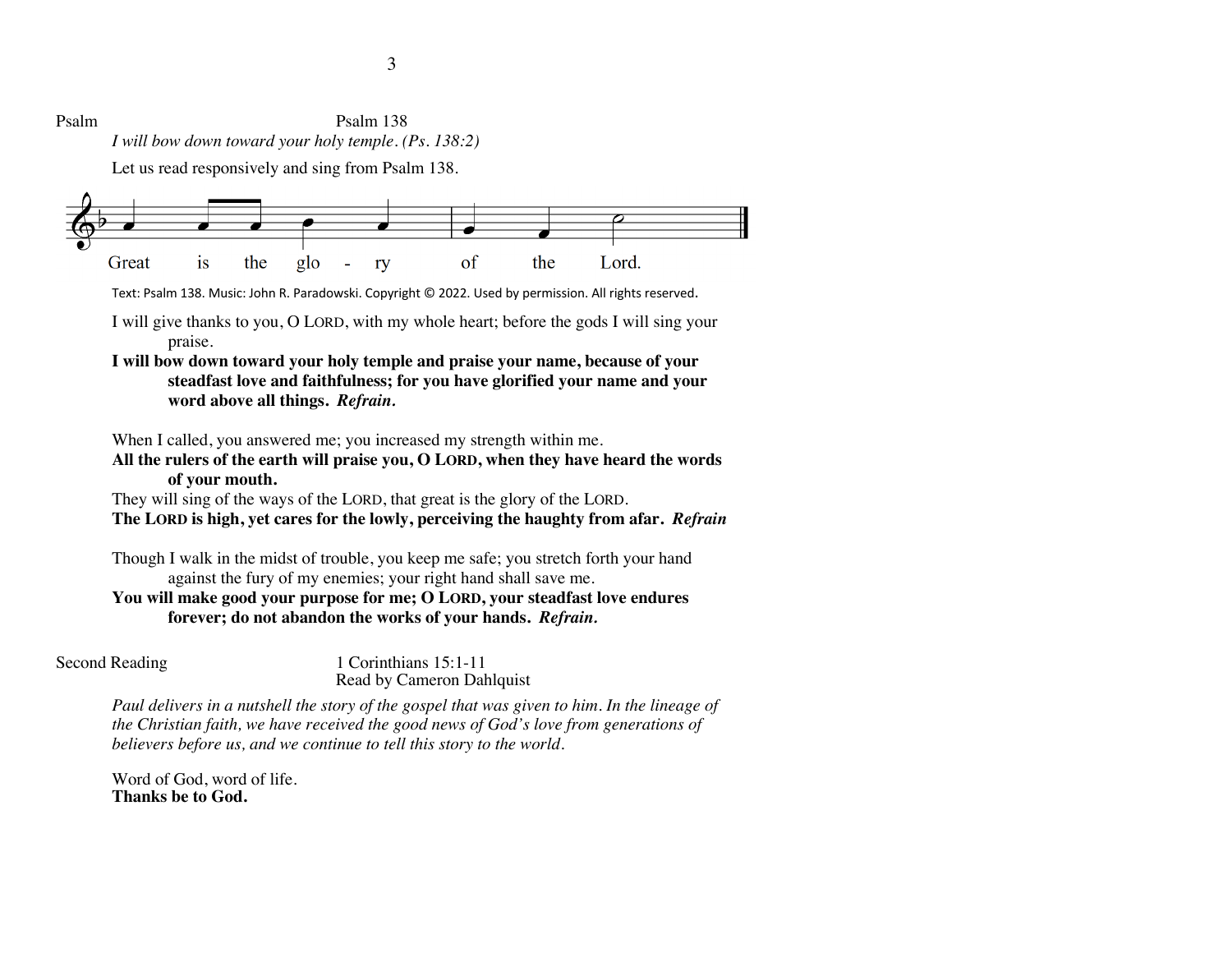Psalm Psalm 138

*I will bow down toward your holy temple. (Ps. 138:2)*

Let us read responsively and sing from Psalm 138.

Great is the glory of the Lord.

Text: Psalm 138. Music: John R. Paradowski. Copyright © 2022. Used by permission. All rights reserved.

I will give thanks to you, O LORD, with my whole heart; before the gods I will sing your praise.

**I will bow down toward your holy temple and praise your name, because of your steadfast love and faithfulness; for you have glorified your name and your word above all things.** ***Refrain.***

When I called, you answered me; you increased my strength within me.

**All the rulers of the earth will praise you, O LORD, when they have heard the words of your mouth.**

They will sing of the ways of the LORD, that great is the glory of the LORD.

**The LORD is high, yet cares for the lowly, perceiving the haughty from afar.** ***Refrain***

Though I walk in the midst of trouble, you keep me safe; you stretch forth your hand against the fury of my enemies; your right hand shall save me.

**You will make good your purpose for me; O LORD, your steadfast love endures forever; do not abandon the works of your hands.** ***Refrain.***

Second Reading 1 Corinthians 15:1-11
Read by Cameron Dahlquist

*Paul delivers in a nutshell the story of the gospel that was given to him. In the lineage of the Christian faith, we have received the good news of God's love from generations of believers before us, and we continue to tell this story to the world.*

Word of God, word of life.
**Thanks be to God.**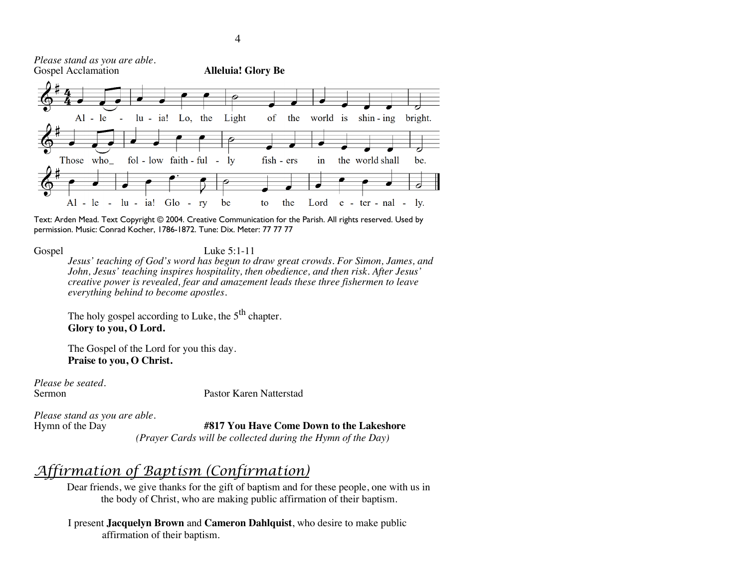*Please stand as you are able.*

Gospel Acclamation **Alleluia! Glory Be**

Al - le - lu - ia! Lo, the Light of the world is shin - ing bright.
Those who_ fol - low faith - ful - ly fish - ers in the world shall be.
Al - le - lu - ia! Glo - ry be to the Lord e - ter - nal - ly.

Text: Arden Mead. Text Copyright © 2004. Creative Communication for the Parish. All rights reserved. Used by permission. Music: Conrad Kocher, 1786-1872. Tune: Dix. Meter: 77 77 77

Gospel Luke 5:1-11

*Jesus' teaching of God's word has begun to draw great crowds. For Simon, James, and John, Jesus' teaching inspires hospitality, then obedience, and then risk. After Jesus' creative power is revealed, fear and amazement leads these three fishermen to leave everything behind to become apostles.*

The holy gospel according to Luke, the 5th chapter.
**Glory to you, O Lord.**

The Gospel of the Lord for you this day.
**Praise to you, O Christ.**

*Please be seated.*

Sermon Pastor Karen Natterstad

*Please stand as you are able.*

Hymn of the Day **#817 You Have Come Down to the Lakeshore**

*(Prayer Cards will be collected during the Hymn of the Day)*

## *Affirmation of Baptism (Confirmation)*

Dear friends, we give thanks for the gift of baptism and for these people, one with us in the body of Christ, who are making public affirmation of their baptism.

I present **Jacquelyn Brown** and **Cameron Dahlquist**, who desire to make public affirmation of their baptism.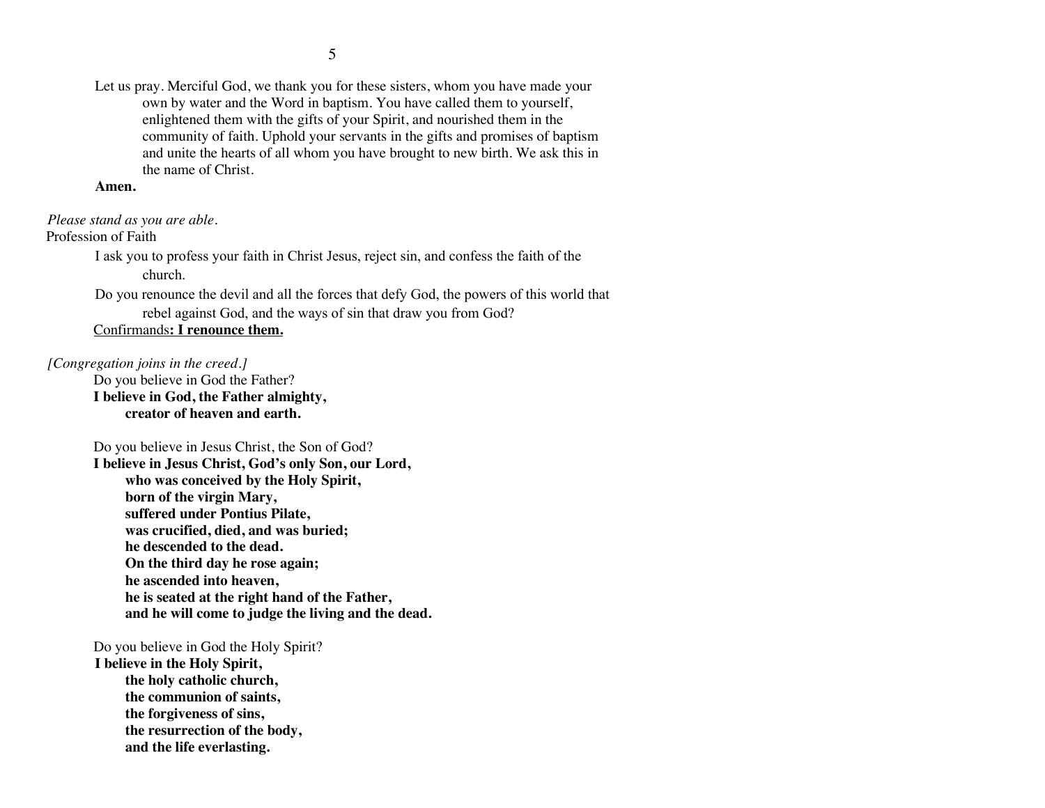Let us pray. Merciful God, we thank you for these sisters, whom you have made your own by water and the Word in baptism. You have called them to yourself, enlightened them with the gifts of your Spirit, and nourished them in the community of faith. Uphold your servants in the gifts and promises of baptism and unite the hearts of all whom you have brought to new birth. We ask this in the name of Christ.

**Amen.**

*Please stand as you are able.*

Profession of Faith

I ask you to profess your faith in Christ Jesus, reject sin, and confess the faith of the church.

Do you renounce the devil and all the forces that defy God, the powers of this world that rebel against God, and the ways of sin that draw you from God?

<u>Confirmands</u>**<u>: I renounce them.</u>**

*[Congregation joins in the creed.]*

Do you believe in God the Father?

**I believe in God, the Father almighty,**
**creator of heaven and earth.**

Do you believe in Jesus Christ, the Son of God?

**I believe in Jesus Christ, God's only Son, our Lord,**
**who was conceived by the Holy Spirit,**
**born of the virgin Mary,**
**suffered under Pontius Pilate,**
**was crucified, died, and was buried;**
**he descended to the dead.**
**On the third day he rose again;**
**he ascended into heaven,**
**he is seated at the right hand of the Father,**
**and he will come to judge the living and the dead.**

Do you believe in God the Holy Spirit?

**I believe in the Holy Spirit,**
**the holy catholic church,**
**the communion of saints,**
**the forgiveness of sins,**
**the resurrection of the body,**
**and the life everlasting.**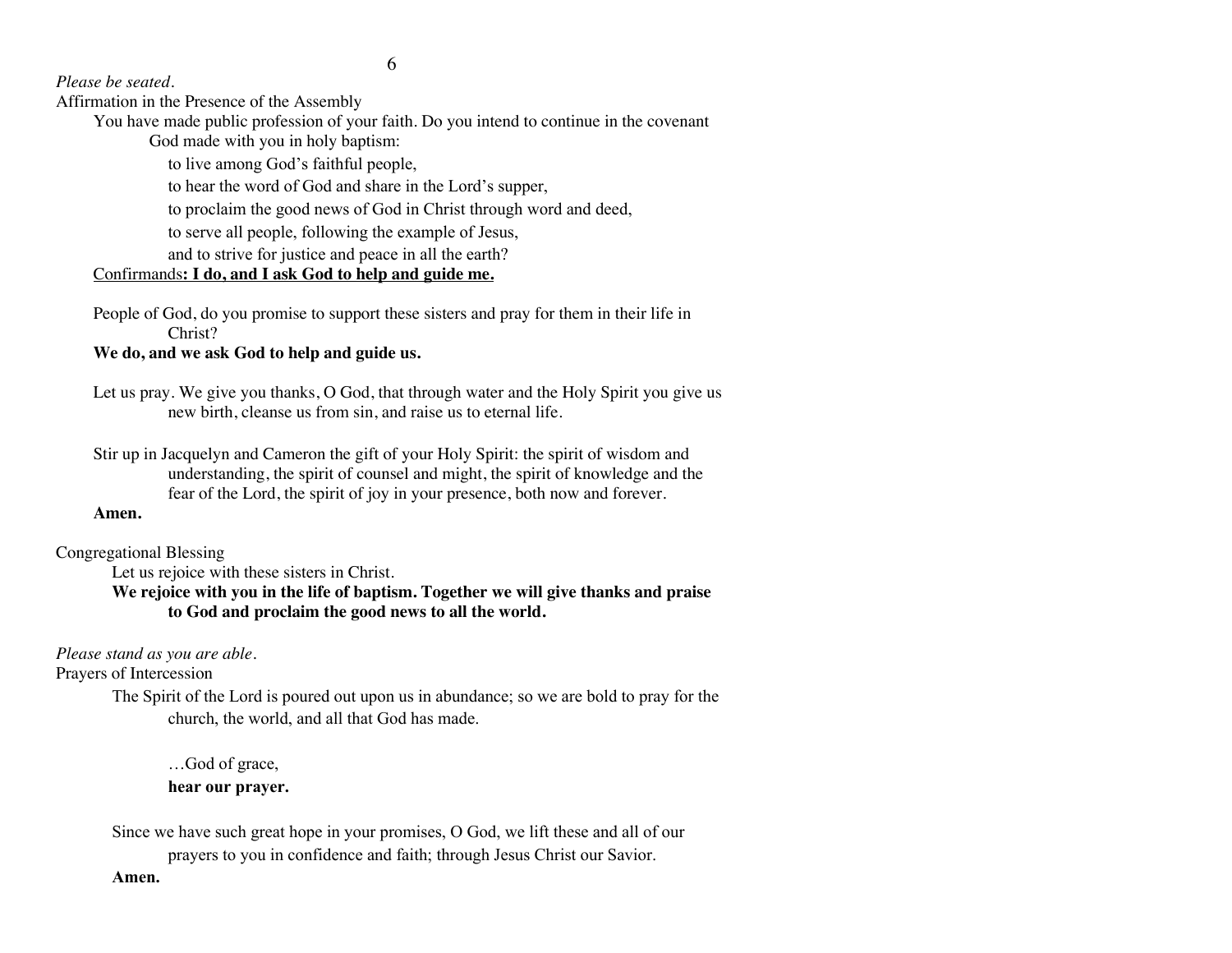*Please be seated.*

Affirmation in the Presence of the Assembly

You have made public profession of your faith. Do you intend to continue in the covenant God made with you in holy baptism:

to live among God's faithful people,
to hear the word of God and share in the Lord's supper,
to proclaim the good news of God in Christ through word and deed,
to serve all people, following the example of Jesus,
and to strive for justice and peace in all the earth?

<u>Confirmands**: I do, and I ask God to help and guide me.**</u>

People of God, do you promise to support these sisters and pray for them in their life in Christ?

**We do, and we ask God to help and guide us.**

Let us pray. We give you thanks, O God, that through water and the Holy Spirit you give us new birth, cleanse us from sin, and raise us to eternal life.

Stir up in Jacquelyn and Cameron the gift of your Holy Spirit: the spirit of wisdom and understanding, the spirit of counsel and might, the spirit of knowledge and the fear of the Lord, the spirit of joy in your presence, both now and forever.

**Amen.**

Congregational Blessing

Let us rejoice with these sisters in Christ.

**We rejoice with you in the life of baptism. Together we will give thanks and praise to God and proclaim the good news to all the world.**

*Please stand as you are able.*

Prayers of Intercession

The Spirit of the Lord is poured out upon us in abundance; so we are bold to pray for the church, the world, and all that God has made.

…God of grace,
**hear our prayer.**

Since we have such great hope in your promises, O God, we lift these and all of our prayers to you in confidence and faith; through Jesus Christ our Savior.

**Amen.**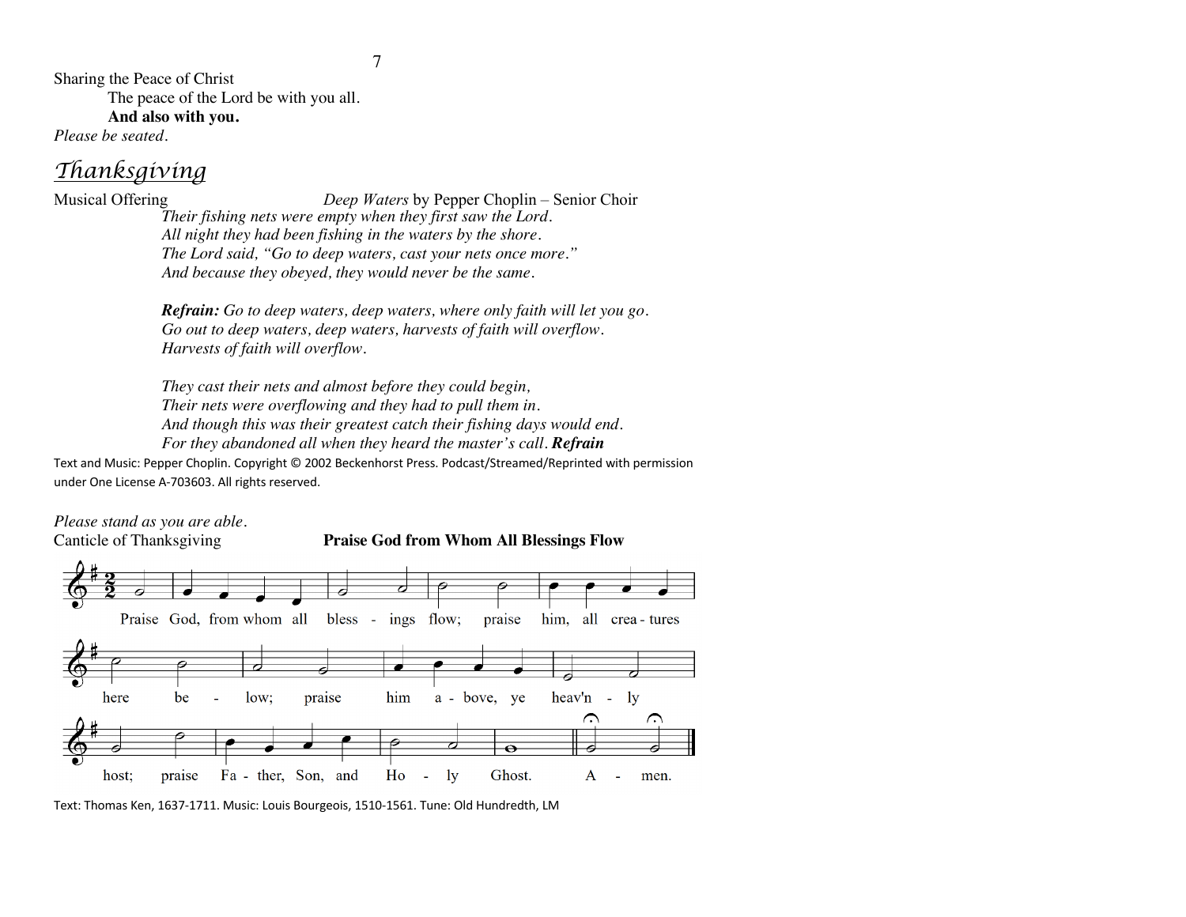Sharing the Peace of Christ

The peace of the Lord be with you all.

**And also with you.**

*Please be seated.*

## *Thanksgiving*

Musical Offering *Deep Waters* by Pepper Choplin – Senior Choir

*Their fishing nets were empty when they first saw the Lord.*
*All night they had been fishing in the waters by the shore.*
*The Lord said, "Go to deep waters, cast your nets once more."*
*And because they obeyed, they would never be the same.*

***Refrain:*** *Go to deep waters, deep waters, where only faith will let you go.*
*Go out to deep waters, deep waters, harvests of faith will overflow.*
*Harvests of faith will overflow.*

*They cast their nets and almost before they could begin,*
*Their nets were overflowing and they had to pull them in.*
*And though this was their greatest catch their fishing days would end.*
*For they abandoned all when they heard the master's call.* ***Refrain***

Text and Music: Pepper Choplin. Copyright © 2002 Beckenhorst Press. Podcast/Streamed/Reprinted with permission under One License A-703603. All rights reserved.

*Please stand as you are able.*

Canticle of Thanksgiving **Praise God from Whom All Blessings Flow**

Praise God, from whom all blessings flow; praise him, all creatures here below; praise him above, ye heav'nly host; praise Father, Son, and Holy Ghost. Amen.

Text: Thomas Ken, 1637-1711. Music: Louis Bourgeois, 1510-1561. Tune: Old Hundredth, LM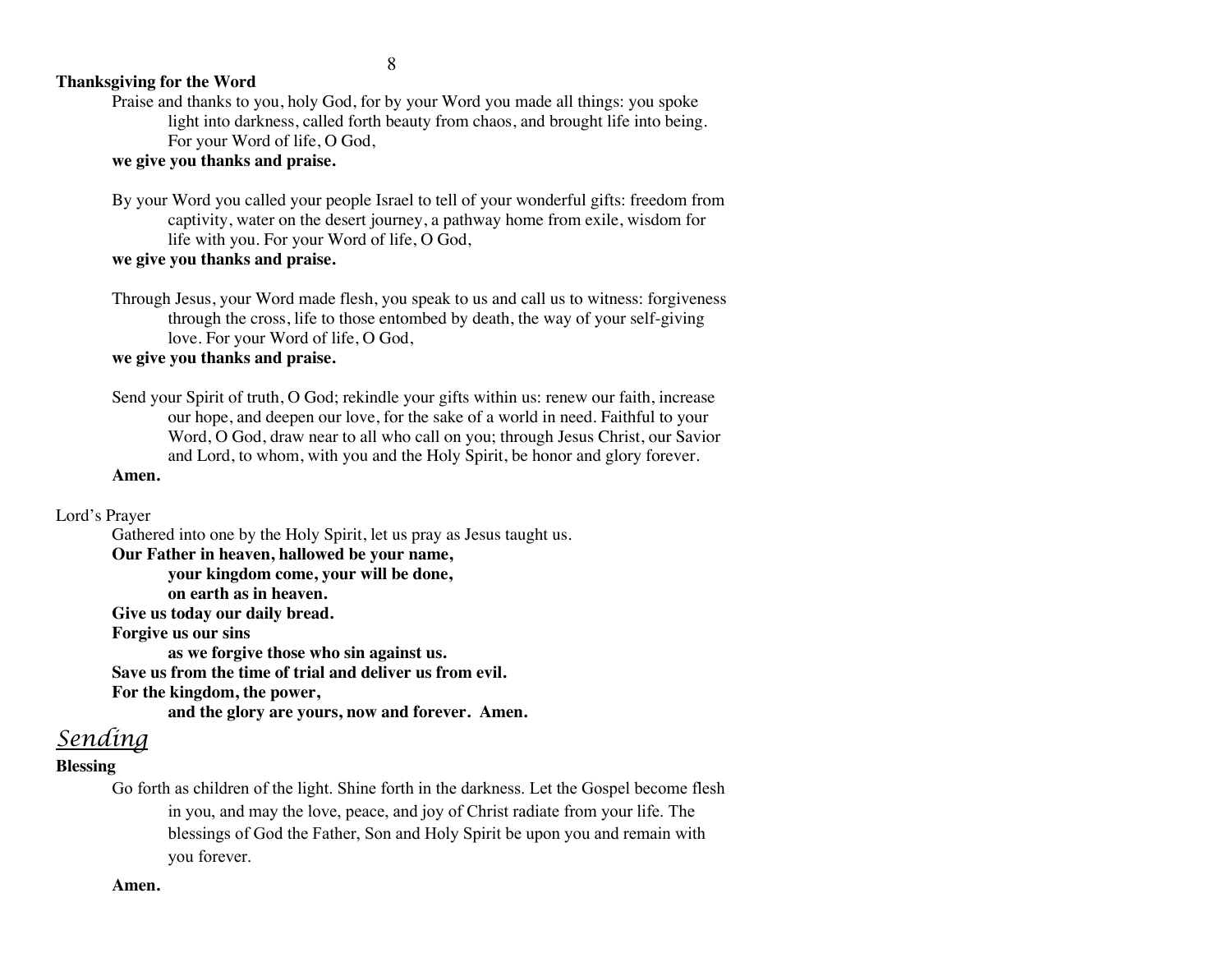**Thanksgiving for the Word**

Praise and thanks to you, holy God, for by your Word you made all things: you spoke light into darkness, called forth beauty from chaos, and brought life into being. For your Word of life, O God,

**we give you thanks and praise.**

By your Word you called your people Israel to tell of your wonderful gifts: freedom from captivity, water on the desert journey, a pathway home from exile, wisdom for life with you. For your Word of life, O God,

**we give you thanks and praise.**

Through Jesus, your Word made flesh, you speak to us and call us to witness: forgiveness through the cross, life to those entombed by death, the way of your self-giving love. For your Word of life, O God,

**we give you thanks and praise.**

Send your Spirit of truth, O God; rekindle your gifts within us: renew our faith, increase our hope, and deepen our love, for the sake of a world in need. Faithful to your Word, O God, draw near to all who call on you; through Jesus Christ, our Savior and Lord, to whom, with you and the Holy Spirit, be honor and glory forever.

**Amen.**

Lord's Prayer

Gathered into one by the Holy Spirit, let us pray as Jesus taught us.

**Our Father in heaven, hallowed be your name,**
**your kingdom come, your will be done,**
**on earth as in heaven.**
**Give us today our daily bread.**
**Forgive us our sins**
**as we forgive those who sin against us.**
**Save us from the time of trial and deliver us from evil.**
**For the kingdom, the power,**
**and the glory are yours, now and forever. Amen.**

## *Sending*

**Blessing**

Go forth as children of the light. Shine forth in the darkness. Let the Gospel become flesh in you, and may the love, peace, and joy of Christ radiate from your life. The blessings of God the Father, Son and Holy Spirit be upon you and remain with you forever.

**Amen.**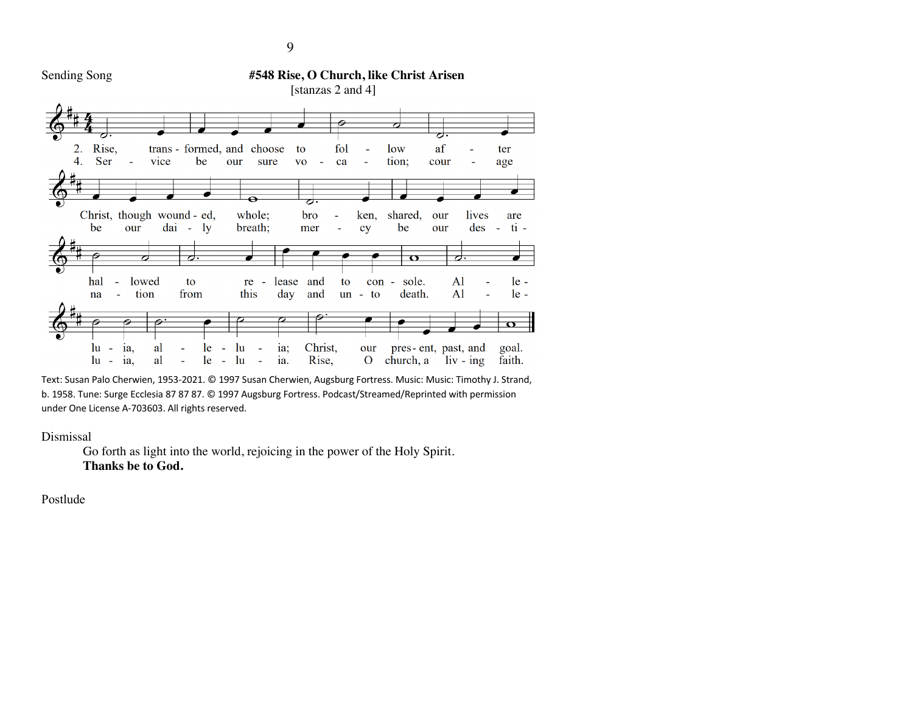Sending Song **#548 Rise, O Church, like Christ Arisen**

[stanzas 2 and 4]

2. Rise, trans - formed, and choose to fol - low af - ter Christ, though wound - ed, whole; bro - ken, shared, our lives are hal - lowed to re - lease and to con - sole. Al - le - lu - ia, al - le - lu - ia; Christ, our pres - ent, past, and goal.

4. Ser - vice be our sure vo - ca - tion; cour - age be our dai - ly breath; mer - cy be our des - ti - na - tion from this day and un - to death. Al - le - lu - ia, al - le - lu - ia. Rise, O church, a liv - ing faith.

Text: Susan Palo Cherwien, 1953-2021. © 1997 Susan Cherwien, Augsburg Fortress. Music: Music: Timothy J. Strand, b. 1958. Tune: Surge Ecclesia 87 87 87. © 1997 Augsburg Fortress. Podcast/Streamed/Reprinted with permission under One License A-703603. All rights reserved.

Dismissal

Go forth as light into the world, rejoicing in the power of the Holy Spirit.
**Thanks be to God.**

Postlude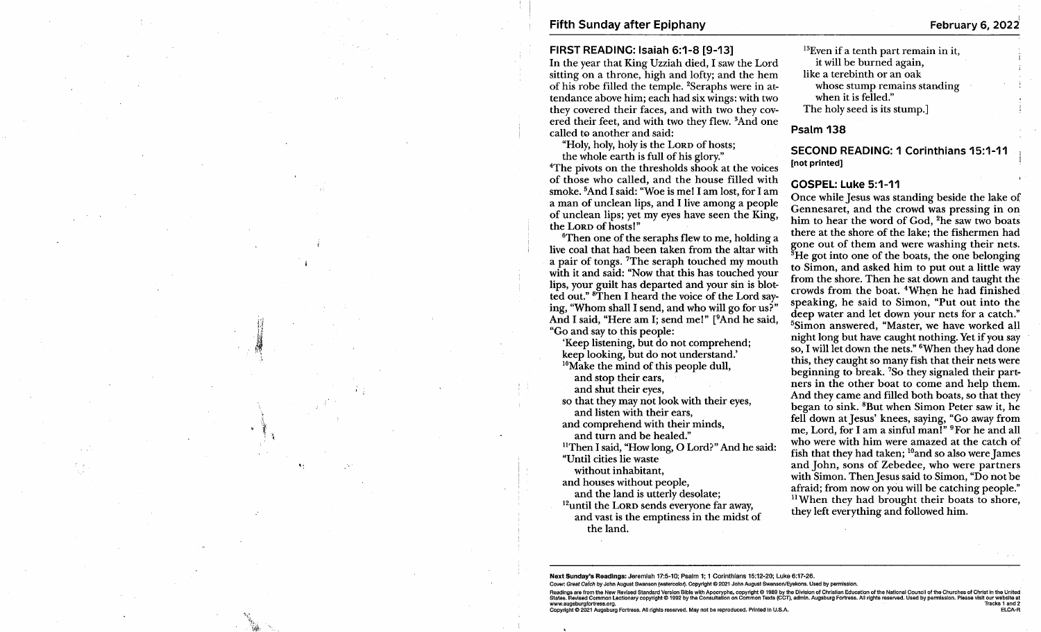## Fifth Sunday after Epiphany

## February 6, 2022

### FIRST READING: Isaiah 6:1-8 [9-13]

In the year that King Uzziah died, I saw the Lord sitting on a throne, high and lofty; and the hem of his robe filled the temple. [2]Seraphs were in attendance above him; each had six wings: with two they covered their faces, and with two they covered their feet, and with two they flew. [3]And one called to another and said:

"Holy, holy, holy is the LORD of hosts;
the whole earth is full of his glory."

[4]The pivots on the thresholds shook at the voices of those who called, and the house filled with smoke. [5]And I said: "Woe is me! I am lost, for I am a man of unclean lips, and I live among a people of unclean lips; yet my eyes have seen the King, the LORD of hosts!"

[6]Then one of the seraphs flew to me, holding a live coal that had been taken from the altar with a pair of tongs. [7]The seraph touched my mouth with it and said: "Now that this has touched your lips, your guilt has departed and your sin is blotted out." [8]Then I heard the voice of the Lord saying, "Whom shall I send, and who will go for us?" And I said, "Here am I; send me!" [[9]And he said, "Go and say to this people:

'Keep listening, but do not comprehend;
keep looking, but do not understand.'
[10]Make the mind of this people dull,
and stop their ears,
and shut their eyes,
so that they may not look with their eyes,
and listen with their ears,
and comprehend with their minds,
and turn and be healed."

[11]Then I said, "How long, O Lord?" And he said:
"Until cities lie waste
without inhabitant,
and houses without people,
and the land is utterly desolate;
[12]until the LORD sends everyone far away,
and vast is the emptiness in the midst of the land.
[13]Even if a tenth part remain in it,
it will be burned again,
like a terebinth or an oak
whose stump remains standing
when it is felled."
The holy seed is its stump.]

### Psalm 138

### SECOND READING: 1 Corinthians 15:1-11
[not printed]

### GOSPEL: Luke 5:1-11

Once while Jesus was standing beside the lake of Gennesaret, and the crowd was pressing in on him to hear the word of God, [2]he saw two boats there at the shore of the lake; the fishermen had gone out of them and were washing their nets. [3]He got into one of the boats, the one belonging to Simon, and asked him to put out a little way from the shore. Then he sat down and taught the crowds from the boat. [4]When he had finished speaking, he said to Simon, "Put out into the deep water and let down your nets for a catch." [5]Simon answered, "Master, we have worked all night long but have caught nothing. Yet if you say so, I will let down the nets." [6]When they had done this, they caught so many fish that their nets were beginning to break. [7]So they signaled their partners in the other boat to come and help them. And they came and filled both boats, so that they began to sink. [8]But when Simon Peter saw it, he fell down at Jesus' knees, saying, "Go away from me, Lord, for I am a sinful man!" [9]For he and all who were with him were amazed at the catch of fish that they had taken; [10]and so also were James and John, sons of Zebedee, who were partners with Simon. Then Jesus said to Simon, "Do not be afraid; from now on you will be catching people." [11]When they had brought their boats to shore, they left everything and followed him.

---

**Next Sunday's Readings:** Jeremiah 17:5-10; Psalm 1; 1 Corinthians 15:12-20; Luke 6:17-26.

Cover: *Great Catch* by John August Swanson (watercolor). Copyright © 2021 John August Swanson/Eyekons. Used by permission.

Readings are from the New Revised Standard Version Bible with Apocrypha, copyright © 1989 by the Division of Christian Education of the National Council of the Churches of Christ in the United States. Revised Common Lectionary copyright © 1992 by the Consultation on Common Texts (CCT), admin. Augsburg Fortress. All rights reserved. Used by permission. Please visit our website at www.augsburgfortress.org.

Tracks 1 and 2

Copyright © 2021 Augsburg Fortress. All rights reserved. May not be reproduced. Printed in U.S.A.

ELCA-R